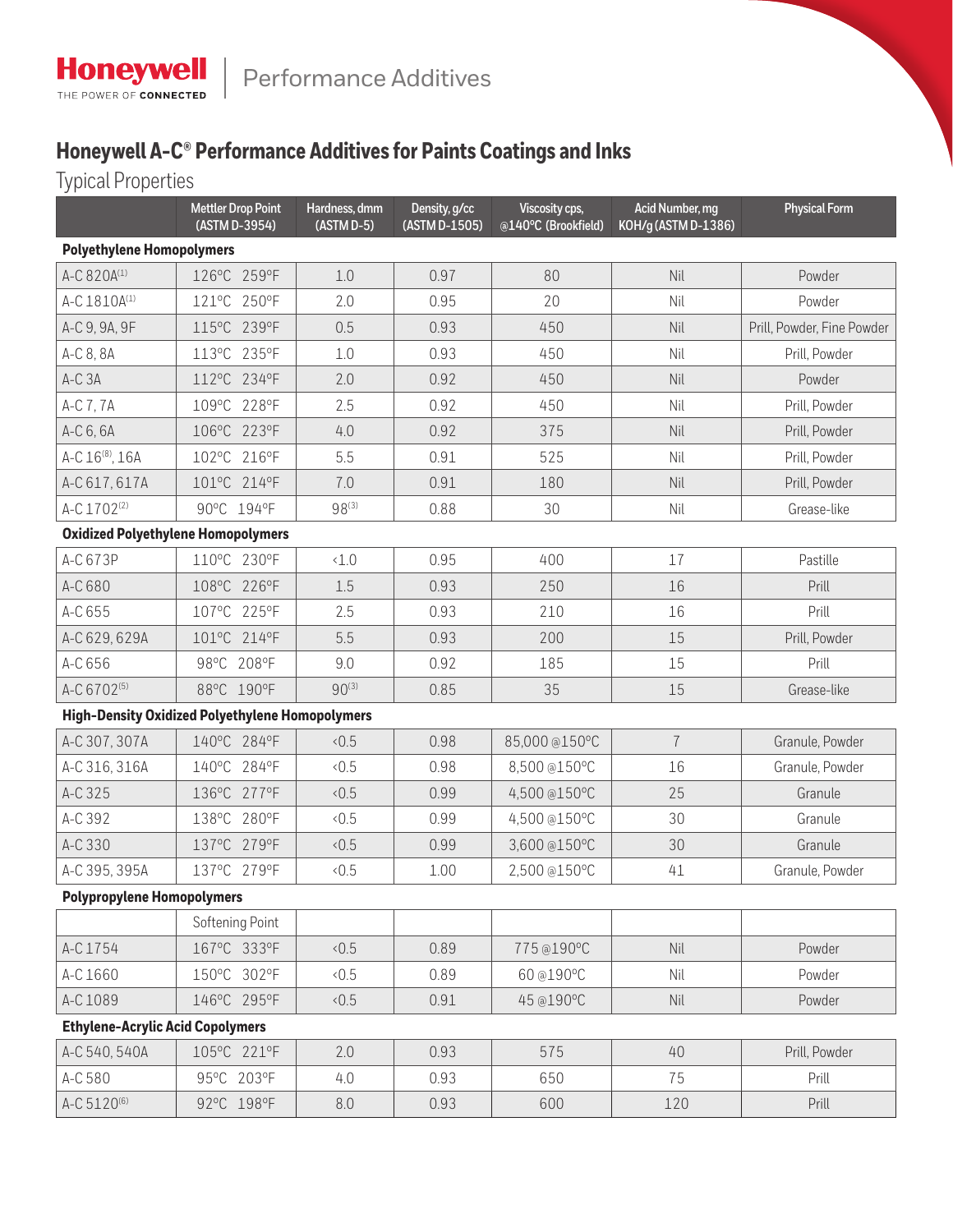Honeywell | Performance Additives

# Honeywell A-C® Performance Additives for Paints Coatings and Inks

## Typical Properties

| | Mettler Drop Point (ASTM D-3954) | Hardness, dmm (ASTM D-5) | Density, g/cc (ASTM D-1505) | Viscosity cps, @140°C (Brookfield) | Acid Number, mg KOH/g (ASTM D-1386) | Physical Form |
|---|---|---|---|---|---|---|
| **Polyethylene Homopolymers** | | | | | | |
| A-C 820A[1] | 126°C 259°F | 1.0 | 0.97 | 80 | Nil | Powder |
| A-C 1810A[1] | 121°C 250°F | 2.0 | 0.95 | 20 | Nil | Powder |
| A-C 9, 9A, 9F | 115°C 239°F | 0.5 | 0.93 | 450 | Nil | Prill, Powder, Fine Powder |
| A-C 8, 8A | 113°C 235°F | 1.0 | 0.93 | 450 | Nil | Prill, Powder |
| A-C 3A | 112°C 234°F | 2.0 | 0.92 | 450 | Nil | Powder |
| A-C 7, 7A | 109°C 228°F | 2.5 | 0.92 | 450 | Nil | Prill, Powder |
| A-C 6, 6A | 106°C 223°F | 4.0 | 0.92 | 375 | Nil | Prill, Powder |
| A-C 16[8], 16A | 102°C 216°F | 5.5 | 0.91 | 525 | Nil | Prill, Powder |
| A-C 617, 617A | 101°C 214°F | 7.0 | 0.91 | 180 | Nil | Prill, Powder |
| A-C 1702[2] | 90°C 194°F | 98[3] | 0.88 | 30 | Nil | Grease-like |
| **Oxidized Polyethylene Homopolymers** | | | | | | |
| A-C 673P | 110°C 230°F | <1.0 | 0.95 | 400 | 17 | Pastille |
| A-C 680 | 108°C 226°F | 1.5 | 0.93 | 250 | 16 | Prill |
| A-C 655 | 107°C 225°F | 2.5 | 0.93 | 210 | 16 | Prill |
| A-C 629, 629A | 101°C 214°F | 5.5 | 0.93 | 200 | 15 | Prill, Powder |
| A-C 656 | 98°C 208°F | 9.0 | 0.92 | 185 | 15 | Prill |
| A-C 6702[5] | 88°C 190°F | 90[3] | 0.85 | 35 | 15 | Grease-like |
| **High-Density Oxidized Polyethylene Homopolymers** | | | | | | |
| A-C 307, 307A | 140°C 284°F | <0.5 | 0.98 | 85,000 @150°C | 7 | Granule, Powder |
| A-C 316, 316A | 140°C 284°F | <0.5 | 0.98 | 8,500 @150°C | 16 | Granule, Powder |
| A-C 325 | 136°C 277°F | <0.5 | 0.99 | 4,500 @150°C | 25 | Granule |
| A-C 392 | 138°C 280°F | <0.5 | 0.99 | 4,500 @150°C | 30 | Granule |
| A-C 330 | 137°C 279°F | <0.5 | 0.99 | 3,600 @150°C | 30 | Granule |
| A-C 395, 395A | 137°C 279°F | <0.5 | 1.00 | 2,500 @150°C | 41 | Granule, Powder |
| **Polypropylene Homopolymers** | | | | | | |
| | Softening Point | | | | | |
| A-C 1754 | 167°C 333°F | <0.5 | 0.89 | 775 @190°C | Nil | Powder |
| A-C 1660 | 150°C 302°F | <0.5 | 0.89 | 60 @190°C | Nil | Powder |
| A-C 1089 | 146°C 295°F | <0.5 | 0.91 | 45 @190°C | Nil | Powder |
| **Ethylene-Acrylic Acid Copolymers** | | | | | | |
| A-C 540, 540A | 105°C 221°F | 2.0 | 0.93 | 575 | 40 | Prill, Powder |
| A-C 580 | 95°C 203°F | 4.0 | 0.93 | 650 | 75 | Prill |
| A-C 5120[6] | 92°C 198°F | 8.0 | 0.93 | 600 | 120 | Prill |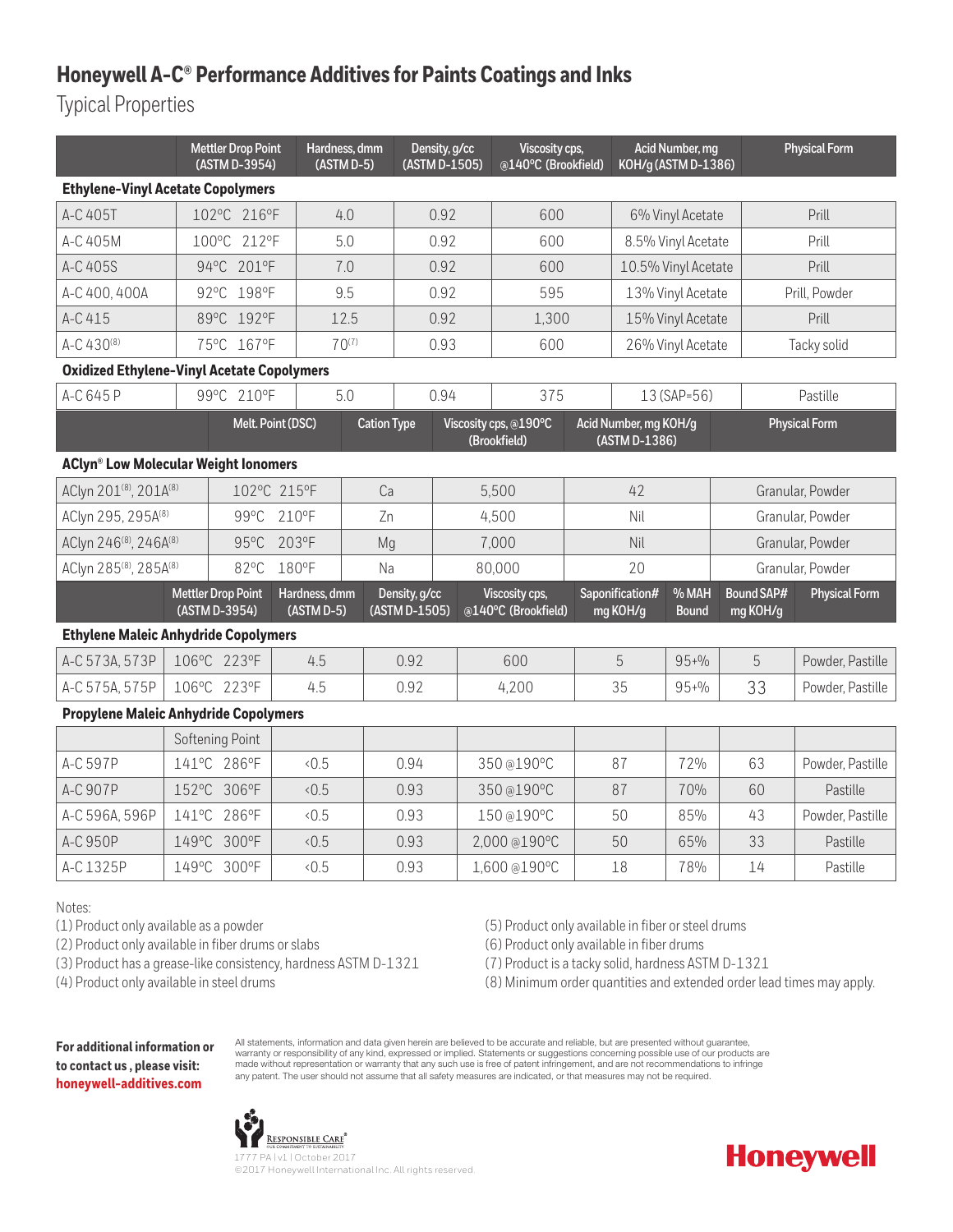# Honeywell A-C® Performance Additives for Paints Coatings and Inks

## Typical Properties

| | Mettler Drop Point (ASTM D-3954) | Hardness, dmm (ASTM D-5) | Density, g/cc (ASTM D-1505) | Viscosity cps, @140°C (Brookfield) | Acid Number, mg KOH/g (ASTM D-1386) | Physical Form |
|---|---|---|---|---|---|---|
| **Ethylene-Vinyl Acetate Copolymers** | | | | | | |
| A-C 405T | 102°C 216°F | 4.0 | 0.92 | 600 | 6% Vinyl Acetate | Prill |
| A-C 405M | 100°C 212°F | 5.0 | 0.92 | 600 | 8.5% Vinyl Acetate | Prill |
| A-C 405S | 94°C 201°F | 7.0 | 0.92 | 600 | 10.5% Vinyl Acetate | Prill |
| A-C 400, 400A | 92°C 198°F | 9.5 | 0.92 | 595 | 13% Vinyl Acetate | Prill, Powder |
| A-C 415 | 89°C 192°F | 12.5 | 0.92 | 1,300 | 15% Vinyl Acetate | Prill |
| A-C 430(8) | 75°C 167°F | 70(7) | 0.93 | 600 | 26% Vinyl Acetate | Tacky solid |
| **Oxidized Ethylene-Vinyl Acetate Copolymers** | | | | | | |
| A-C 645 P | 99°C 210°F | 5.0 | 0.94 | 375 | 13 (SAP=56) | Pastille |

| | Melt. Point (DSC) | Cation Type | Viscosity cps, @190°C (Brookfield) | Acid Number, mg KOH/g (ASTM D-1386) | Physical Form |
|---|---|---|---|---|---|
| **AClyn® Low Molecular Weight Ionomers** | | | | | |
| AClyn 201(8), 201A(8) | 102°C 215°F | Ca | 5,500 | 42 | Granular, Powder |
| AClyn 295, 295A(8) | 99°C 210°F | Zn | 4,500 | Nil | Granular, Powder |
| AClyn 246(8), 246A(8) | 95°C 203°F | Mg | 7,000 | Nil | Granular, Powder |
| AClyn 285(8), 285A(8) | 82°C 180°F | Na | 80,000 | 20 | Granular, Powder |

| | Mettler Drop Point (ASTM D-3954) | Hardness, dmm (ASTM D-5) | Density, g/cc (ASTM D-1505) | Viscosity cps, @140°C (Brookfield) | Saponification# mg KOH/g | % MAH Bound | Bound SAP# mg KOH/g | Physical Form |
|---|---|---|---|---|---|---|---|---|
| **Ethylene Maleic Anhydride Copolymers** | | | | | | | | |
| A-C 573A, 573P | 106°C 223°F | 4.5 | 0.92 | 600 | 5 | 95+% | 5 | Powder, Pastille |
| A-C 575A, 575P | 106°C 223°F | 4.5 | 0.92 | 4,200 | 35 | 95+% | 33 | Powder, Pastille |
| **Propylene Maleic Anhydride Copolymers** | | | | | | | | |
| | Softening Point | | | | | | | |
| A-C 597P | 141°C 286°F | <0.5 | 0.94 | 350 @190°C | 87 | 72% | 63 | Powder, Pastille |
| A-C 907P | 152°C 306°F | <0.5 | 0.93 | 350 @190°C | 87 | 70% | 60 | Pastille |
| A-C 596A, 596P | 141°C 286°F | <0.5 | 0.93 | 150 @190°C | 50 | 85% | 43 | Powder, Pastille |
| A-C 950P | 149°C 300°F | <0.5 | 0.93 | 2,000 @190°C | 50 | 65% | 33 | Pastille |
| A-C 1325P | 149°C 300°F | <0.5 | 0.93 | 1,600 @190°C | 18 | 78% | 14 | Pastille |

Notes:

(1) Product only available as a powder
(2) Product only available in fiber drums or slabs
(3) Product has a grease-like consistency, hardness ASTM D-1321
(4) Product only available in steel drums
(5) Product only available in fiber or steel drums
(6) Product only available in fiber drums
(7) Product is a tacky solid, hardness ASTM D-1321
(8) Minimum order quantities and extended order lead times may apply.

**For additional information or to contact us , please visit: honeywell-additives.com**

All statements, information and data given herein are believed to be accurate and reliable, but are presented without guarantee, warranty or responsibility of any kind, expressed or implied. Statements or suggestions concerning possible use of our products are made without representation or warranty that any such use is free of patent infringement, and are not recommendations to infringe any patent. The user should not assume that all safety measures are indicated, or that measures may not be required.

Responsible Care®

1777 PA | v1 | October 2017
©2017 Honeywell International Inc. All rights reserved.

Honeywell